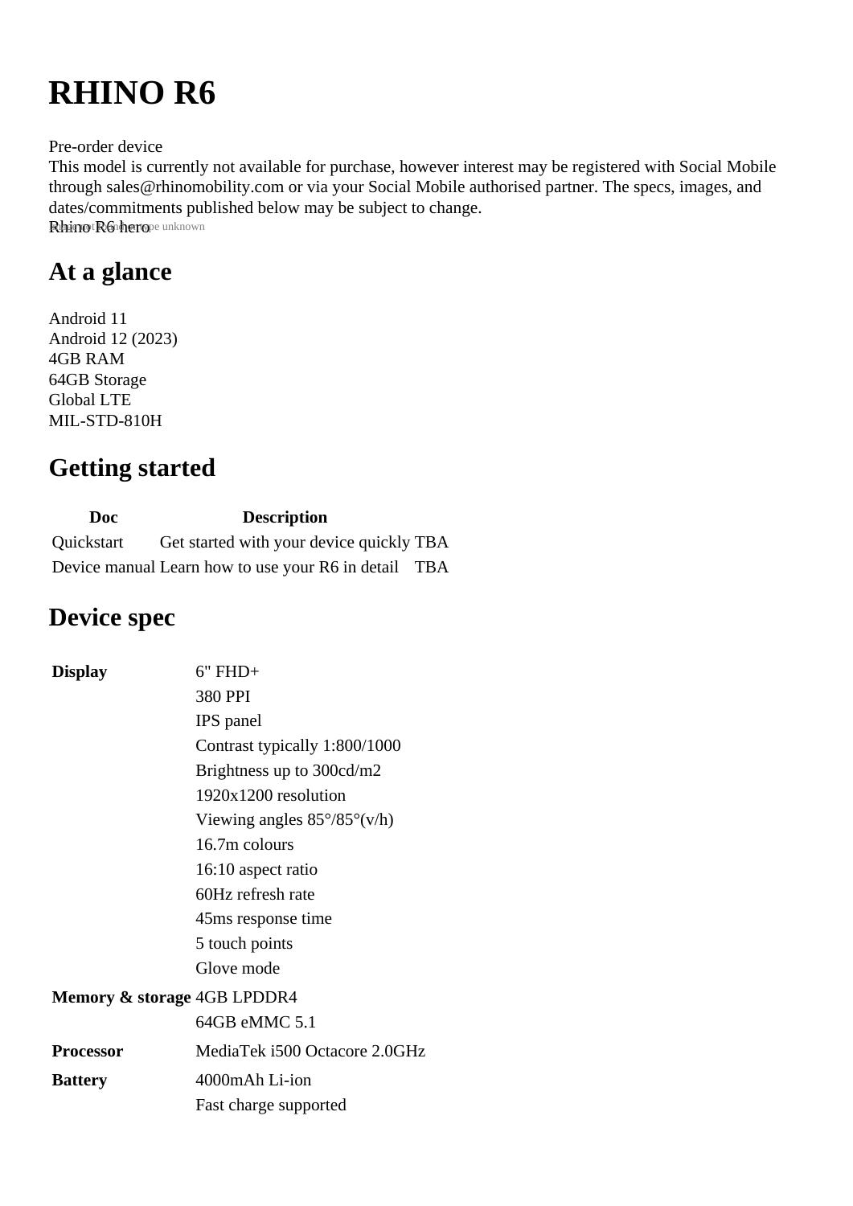# RHINO R6

Pre-order device
This model is currently not available for purchase, however interest may be registered with Social Mobile through sales@rhinomobility.com or via your Social Mobile authorised partner. The specs, images, and dates/commitments published below may be subject to change.

Rhino R6 hero

## At a glance

Android 11
Android 12 (2023)
4GB RAM
64GB Storage
Global LTE
MIL-STD-810H

## Getting started

| Doc | Description | |
|---|---|---|
| Quickstart | Get started with your device quickly | TBA |
| Device manual | Learn how to use your R6 in detail | TBA |

## Device spec

| | |
|---|---|
| **Display** | 6" FHD+<br>380 PPI<br>IPS panel<br>Contrast typically 1:800/1000<br>Brightness up to 300cd/m2<br>1920x1200 resolution<br>Viewing angles 85°/85°(v/h)<br>16.7m colours<br>16:10 aspect ratio<br>60Hz refresh rate<br>45ms response time<br>5 touch points<br>Glove mode |
| **Memory & storage** | 4GB LPDDR4<br>64GB eMMC 5.1 |
| **Processor** | MediaTek i500 Octacore 2.0GHz |
| **Battery** | 4000mAh Li-ion<br>Fast charge supported |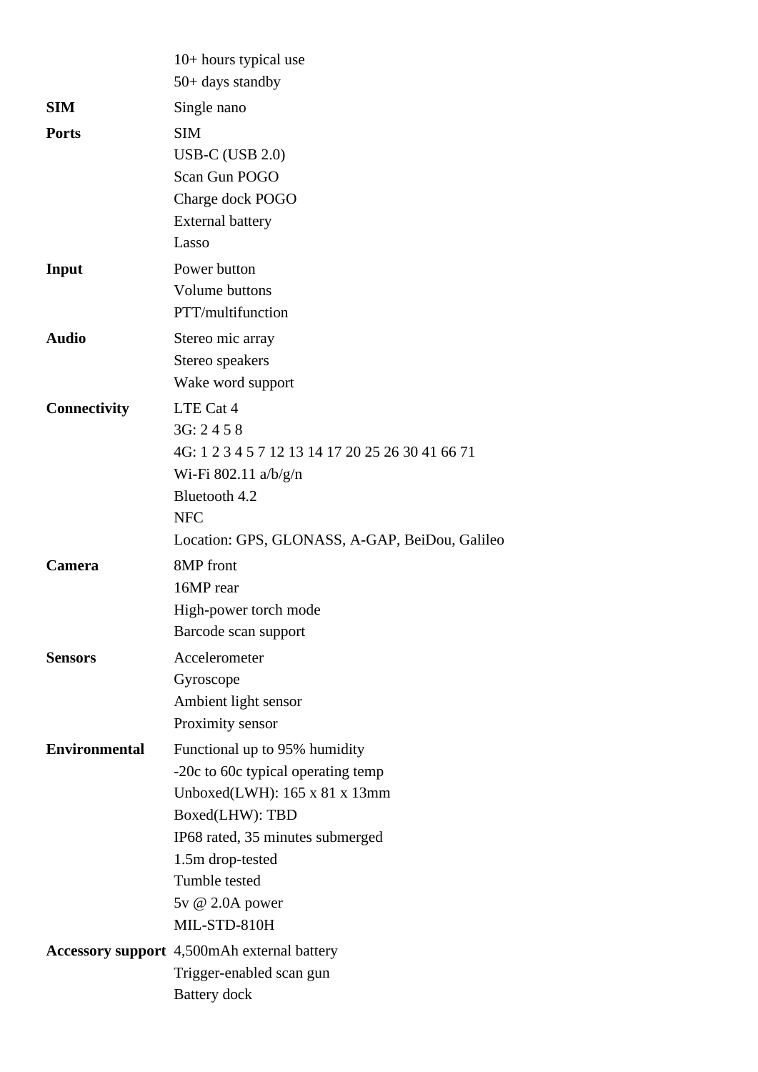| | |
|---|---|
| | 10+ hours typical use<br>50+ days standby |
| **SIM** | Single nano |
| **Ports** | SIM<br>USB-C (USB 2.0)<br>Scan Gun POGO<br>Charge dock POGO<br>External battery<br>Lasso |
| **Input** | Power button<br>Volume buttons<br>PTT/multifunction |
| **Audio** | Stereo mic array<br>Stereo speakers<br>Wake word support |
| **Connectivity** | LTE Cat 4<br>3G: 2 4 5 8<br>4G: 1 2 3 4 5 7 12 13 14 17 20 25 26 30 41 66 71<br>Wi-Fi 802.11 a/b/g/n<br>Bluetooth 4.2<br>NFC<br>Location: GPS, GLONASS, A-GAP, BeiDou, Galileo |
| **Camera** | 8MP front<br>16MP rear<br>High-power torch mode<br>Barcode scan support |
| **Sensors** | Accelerometer<br>Gyroscope<br>Ambient light sensor<br>Proximity sensor |
| **Environmental** | Functional up to 95% humidity<br>-20c to 60c typical operating temp<br>Unboxed(LWH): 165 x 81 x 13mm<br>Boxed(LHW): TBD<br>IP68 rated, 35 minutes submerged<br>1.5m drop-tested<br>Tumble tested<br>5v @ 2.0A power<br>MIL-STD-810H |
| **Accessory support** | 4,500mAh external battery<br>Trigger-enabled scan gun<br>Battery dock |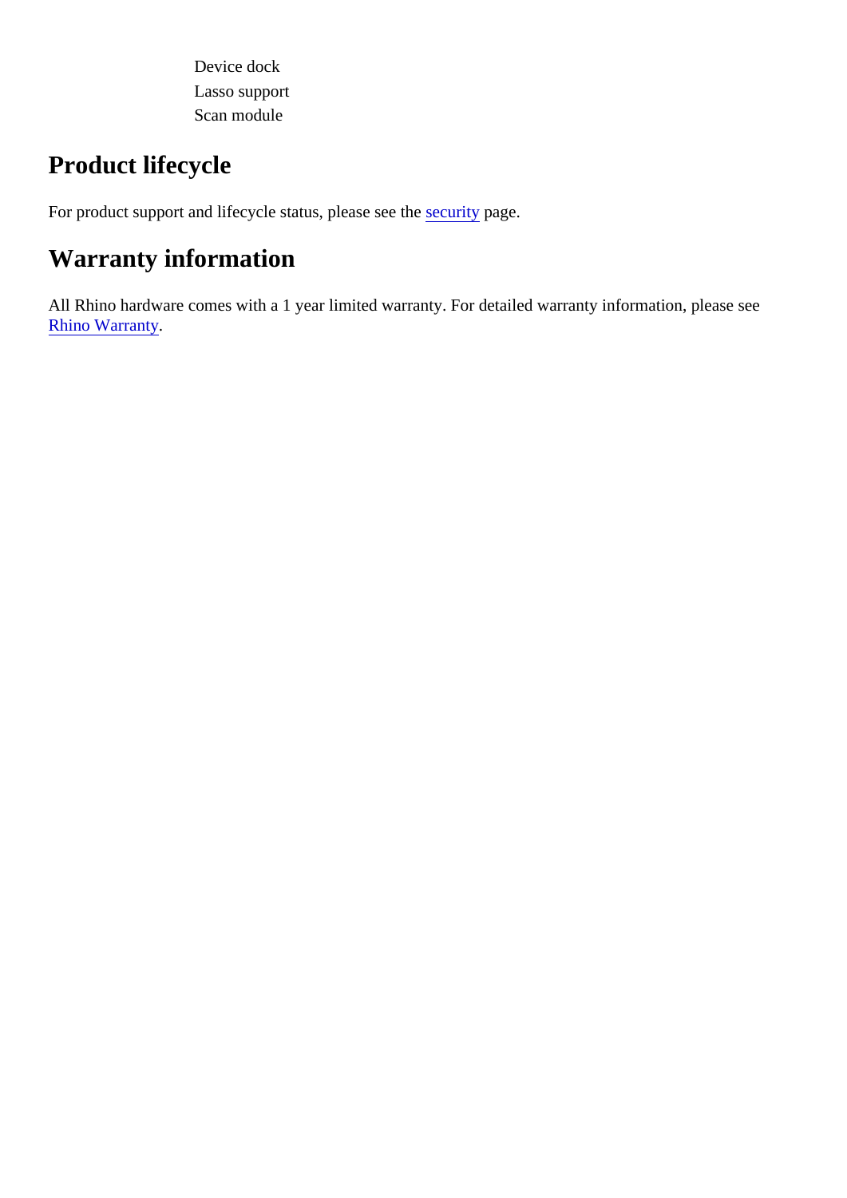- Device dock
- Lasso support
- Scan module

## Product lifecycle

For product support and lifecycle status, please see the security page.

## Warranty information

All Rhino hardware comes with a 1 year limited warranty. For detailed warranty information, please see Rhino Warranty.